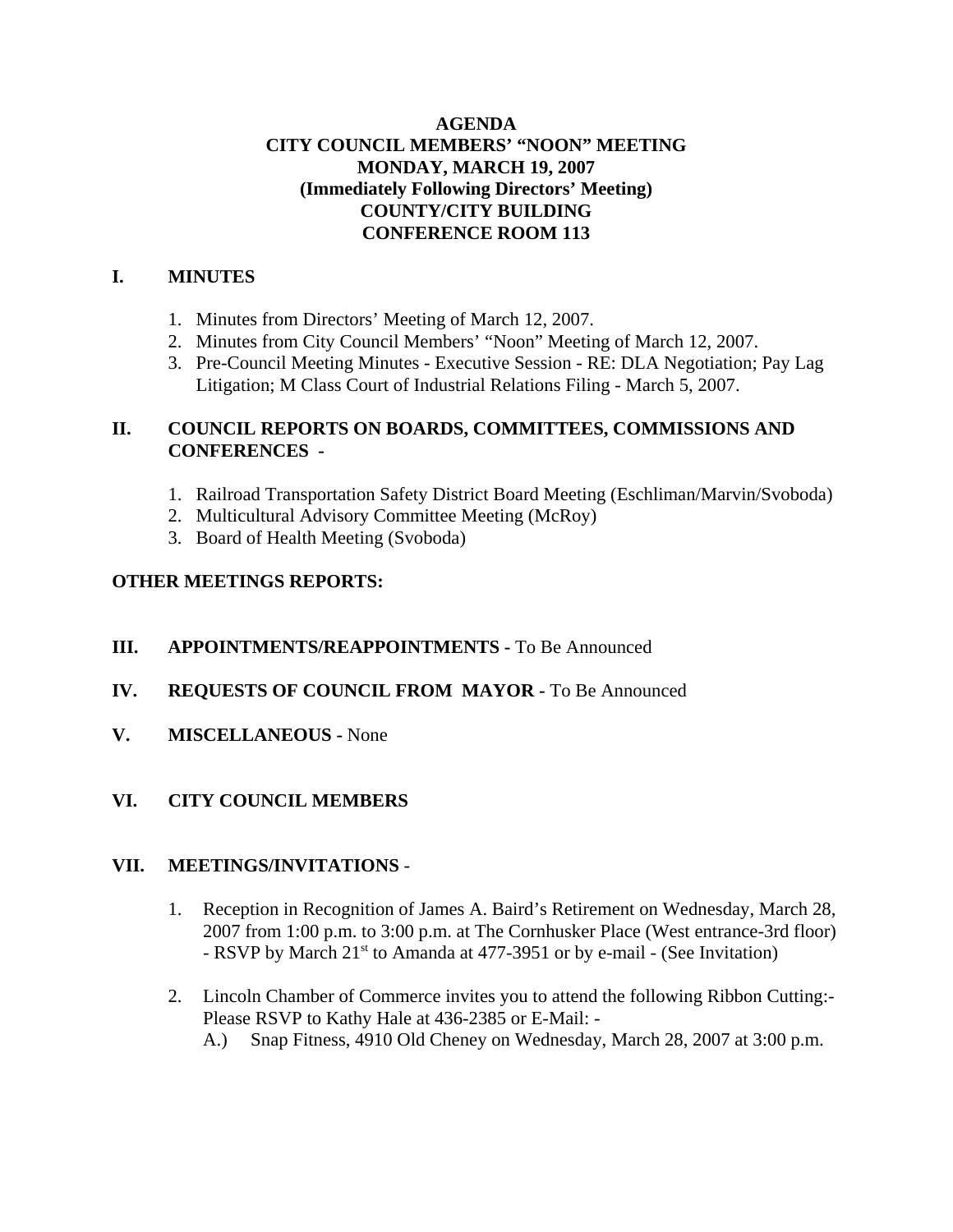# AGENDA
## CITY COUNCIL MEMBERS' "NOON" MEETING
## MONDAY, MARCH 19, 2007
## (Immediately Following Directors' Meeting)
## COUNTY/CITY BUILDING
## CONFERENCE ROOM 113

## I. MINUTES

1. Minutes from Directors' Meeting of March 12, 2007.
2. Minutes from City Council Members' "Noon" Meeting of March 12, 2007.
3. Pre-Council Meeting Minutes - Executive Session - RE: DLA Negotiation; Pay Lag Litigation; M Class Court of Industrial Relations Filing - March 5, 2007.

## II. COUNCIL REPORTS ON BOARDS, COMMITTEES, COMMISSIONS AND CONFERENCES -

1. Railroad Transportation Safety District Board Meeting (Eschliman/Marvin/Svoboda)
2. Multicultural Advisory Committee Meeting (McRoy)
3. Board of Health Meeting (Svoboda)

**OTHER MEETINGS REPORTS:**

## III. APPOINTMENTS/REAPPOINTMENTS - To Be Announced

## IV. REQUESTS OF COUNCIL FROM MAYOR - To Be Announced

## V. MISCELLANEOUS - None

## VI. CITY COUNCIL MEMBERS

## VII. MEETINGS/INVITATIONS -

1. Reception in Recognition of James A. Baird's Retirement on Wednesday, March 28, 2007 from 1:00 p.m. to 3:00 p.m. at The Cornhusker Place (West entrance-3rd floor) - RSVP by March 21st to Amanda at 477-3951 or by e-mail - (See Invitation)

2. Lincoln Chamber of Commerce invites you to attend the following Ribbon Cutting:- Please RSVP to Kathy Hale at 436-2385 or E-Mail: -
   A.) Snap Fitness, 4910 Old Cheney on Wednesday, March 28, 2007 at 3:00 p.m.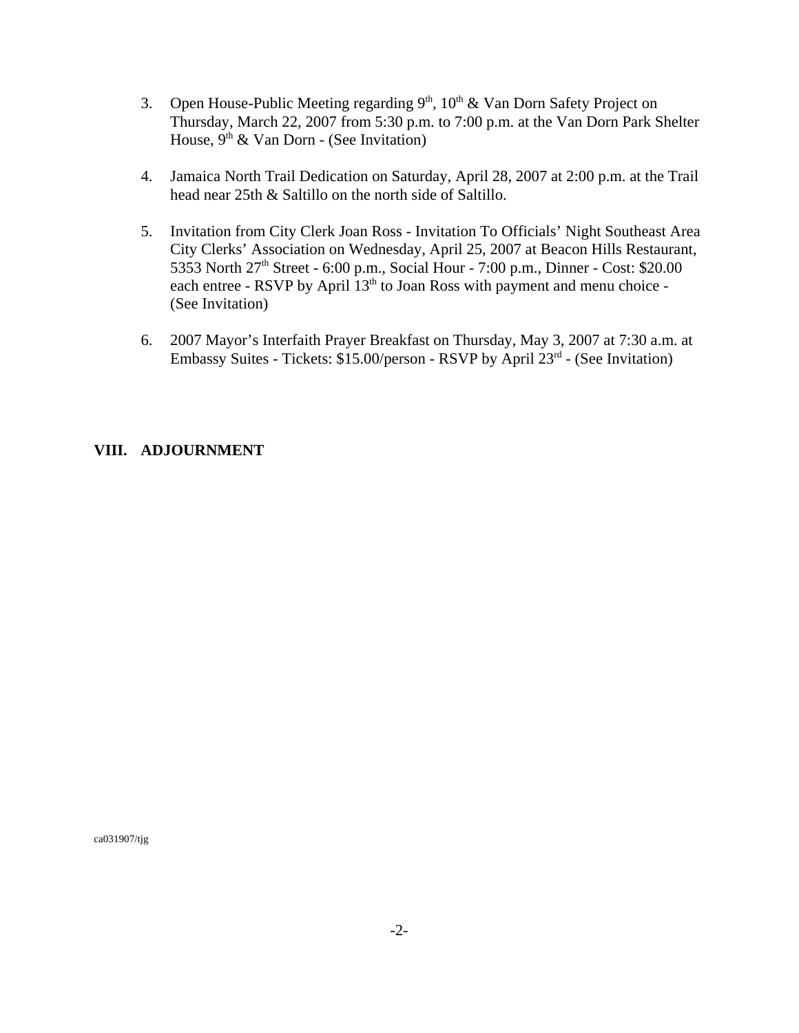3. Open House-Public Meeting regarding 9th, 10th & Van Dorn Safety Project on Thursday, March 22, 2007 from 5:30 p.m. to 7:00 p.m. at the Van Dorn Park Shelter House, 9th & Van Dorn - (See Invitation)

4. Jamaica North Trail Dedication on Saturday, April 28, 2007 at 2:00 p.m. at the Trail head near 25th & Saltillo on the north side of Saltillo.

5. Invitation from City Clerk Joan Ross - Invitation To Officials' Night Southeast Area City Clerks' Association on Wednesday, April 25, 2007 at Beacon Hills Restaurant, 5353 North 27th Street - 6:00 p.m., Social Hour - 7:00 p.m., Dinner - Cost: $20.00 each entree - RSVP by April 13th to Joan Ross with payment and menu choice - (See Invitation)

6. 2007 Mayor's Interfaith Prayer Breakfast on Thursday, May 3, 2007 at 7:30 a.m. at Embassy Suites - Tickets: $15.00/person - RSVP by April 23rd - (See Invitation)

## VIII. ADJOURNMENT

ca031907/tjg